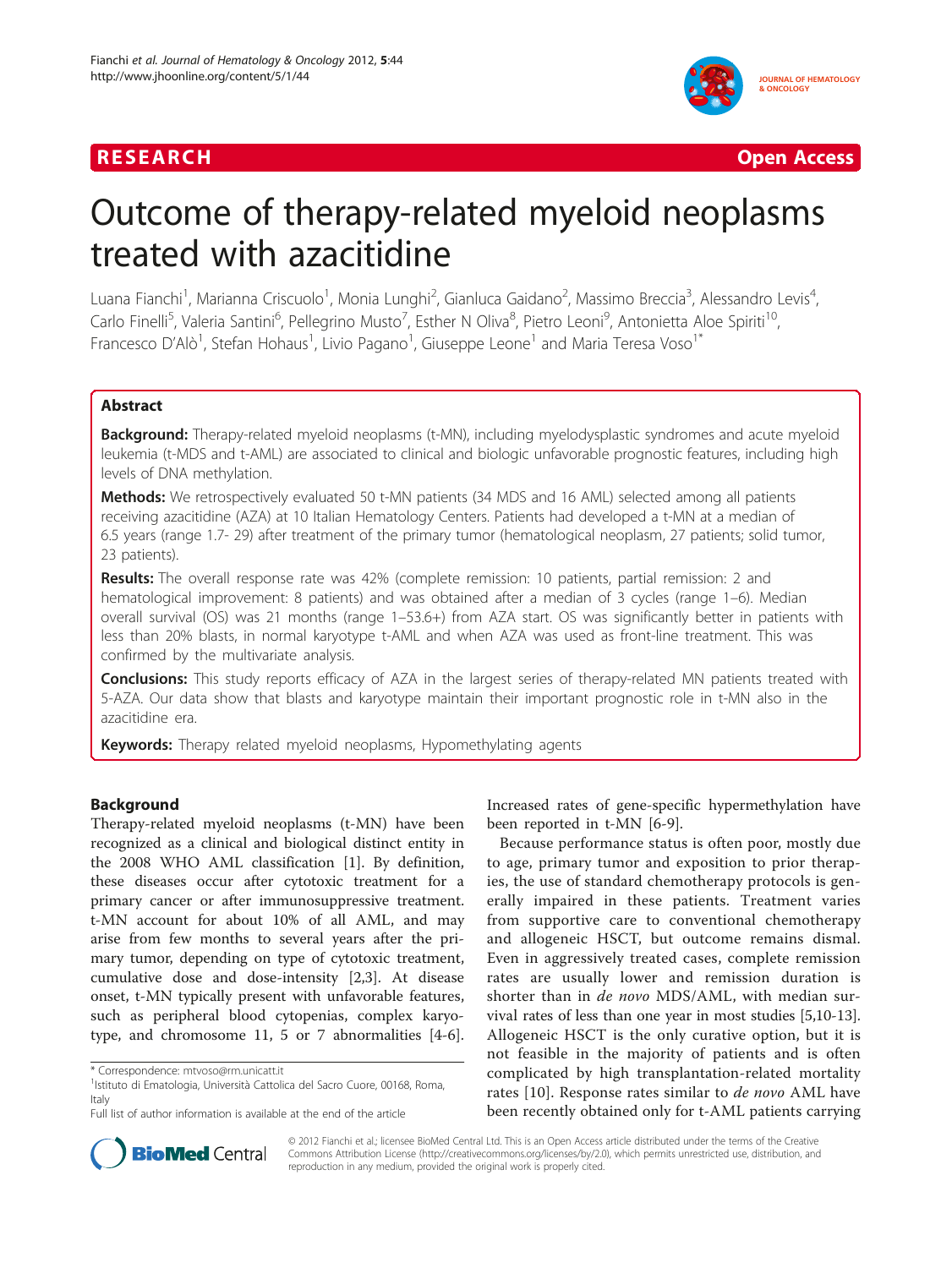RESEARCH Open Access

# Outcome of therapy-related myeloid neoplasms treated with azacitidine

Luana Fianchi[1], Marianna Criscuolo[1], Monia Lunghi[2], Gianluca Gaidano[2], Massimo Breccia[3], Alessandro Levis[4], Carlo Finelli[5], Valeria Santini[6], Pellegrino Musto[7], Esther N Oliva[8], Pietro Leoni[9], Antonietta Aloe Spiriti[10], Francesco D'Alò[1], Stefan Hohaus[1], Livio Pagano[1], Giuseppe Leone[1] and Maria Teresa Voso[1*]

## Abstract

**Background:** Therapy-related myeloid neoplasms (t-MN), including myelodysplastic syndromes and acute myeloid leukemia (t-MDS and t-AML) are associated to clinical and biologic unfavorable prognostic features, including high levels of DNA methylation.

**Methods:** We retrospectively evaluated 50 t-MN patients (34 MDS and 16 AML) selected among all patients receiving azacitidine (AZA) at 10 Italian Hematology Centers. Patients had developed a t-MN at a median of 6.5 years (range 1.7- 29) after treatment of the primary tumor (hematological neoplasm, 27 patients; solid tumor, 23 patients).

**Results:** The overall response rate was 42% (complete remission: 10 patients, partial remission: 2 and hematological improvement: 8 patients) and was obtained after a median of 3 cycles (range 1–6). Median overall survival (OS) was 21 months (range 1–53.6+) from AZA start. OS was significantly better in patients with less than 20% blasts, in normal karyotype t-AML and when AZA was used as front-line treatment. This was confirmed by the multivariate analysis.

**Conclusions:** This study reports efficacy of AZA in the largest series of therapy-related MN patients treated with 5-AZA. Our data show that blasts and karyotype maintain their important prognostic role in t-MN also in the azacitidine era.

**Keywords:** Therapy related myeloid neoplasms, Hypomethylating agents

## Background

Therapy-related myeloid neoplasms (t-MN) have been recognized as a clinical and biological distinct entity in the 2008 WHO AML classification [1]. By definition, these diseases occur after cytotoxic treatment for a primary cancer or after immunosuppressive treatment. t-MN account for about 10% of all AML, and may arise from few months to several years after the primary tumor, depending on type of cytotoxic treatment, cumulative dose and dose-intensity [2,3]. At disease onset, t-MN typically present with unfavorable features, such as peripheral blood cytopenias, complex karyotype, and chromosome 11, 5 or 7 abnormalities [4-6]. Increased rates of gene-specific hypermethylation have been reported in t-MN [6-9].

Because performance status is often poor, mostly due to age, primary tumor and exposition to prior therapies, the use of standard chemotherapy protocols is generally impaired in these patients. Treatment varies from supportive care to conventional chemotherapy and allogeneic HSCT, but outcome remains dismal. Even in aggressively treated cases, complete remission rates are usually lower and remission duration is shorter than in *de novo* MDS/AML, with median survival rates of less than one year in most studies [5,10-13]. Allogeneic HSCT is the only curative option, but it is not feasible in the majority of patients and is often complicated by high transplantation-related mortality rates [10]. Response rates similar to *de novo* AML have been recently obtained only for t-AML patients carrying

* Correspondence: mtvoso@rm.unicatt.it
[1]Istituto di Ematologia, Università Cattolica del Sacro Cuore, 00168, Roma, Italy
Full list of author information is available at the end of the article

© 2012 Fianchi et al.; licensee BioMed Central Ltd. This is an Open Access article distributed under the terms of the Creative Commons Attribution License (http://creativecommons.org/licenses/by/2.0), which permits unrestricted use, distribution, and reproduction in any medium, provided the original work is properly cited.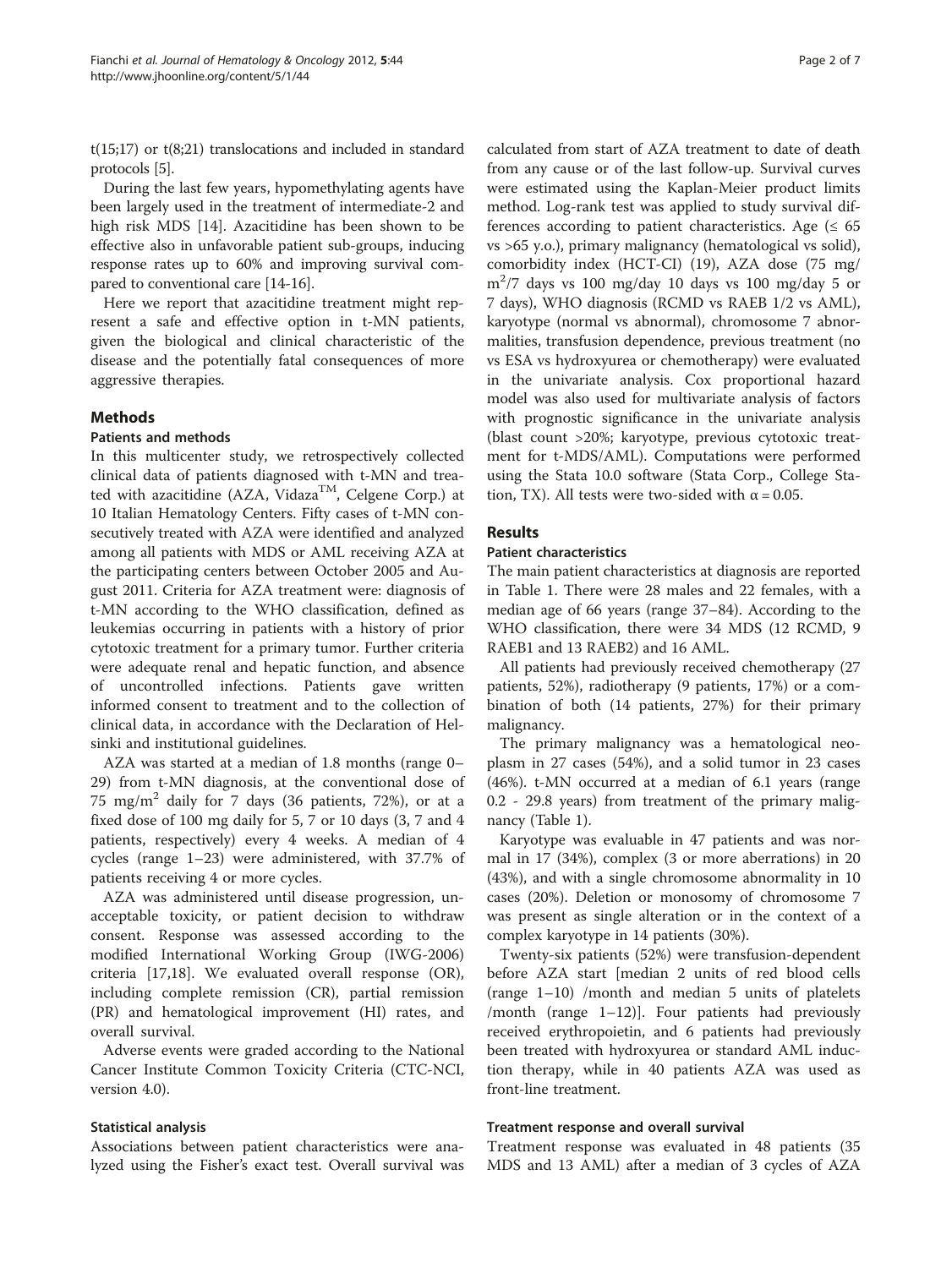t(15;17) or t(8;21) translocations and included in standard protocols [5].

During the last few years, hypomethylating agents have been largely used in the treatment of intermediate-2 and high risk MDS [14]. Azacitidine has been shown to be effective also in unfavorable patient sub-groups, inducing response rates up to 60% and improving survival compared to conventional care [14-16].

Here we report that azacitidine treatment might represent a safe and effective option in t-MN patients, given the biological and clinical characteristic of the disease and the potentially fatal consequences of more aggressive therapies.

## Methods

### Patients and methods

In this multicenter study, we retrospectively collected clinical data of patients diagnosed with t-MN and treated with azacitidine (AZA, Vidaza$^{TM}$, Celgene Corp.) at 10 Italian Hematology Centers. Fifty cases of t-MN consecutively treated with AZA were identified and analyzed among all patients with MDS or AML receiving AZA at the participating centers between October 2005 and August 2011. Criteria for AZA treatment were: diagnosis of t-MN according to the WHO classification, defined as leukemias occurring in patients with a history of prior cytotoxic treatment for a primary tumor. Further criteria were adequate renal and hepatic function, and absence of uncontrolled infections. Patients gave written informed consent to treatment and to the collection of clinical data, in accordance with the Declaration of Helsinki and institutional guidelines.

AZA was started at a median of 1.8 months (range 0–29) from t-MN diagnosis, at the conventional dose of 75 $mg/m^2$ daily for 7 days (36 patients, 72%), or at a fixed dose of 100 mg daily for 5, 7 or 10 days (3, 7 and 4 patients, respectively) every 4 weeks. A median of 4 cycles (range 1–23) were administered, with 37.7% of patients receiving 4 or more cycles.

AZA was administered until disease progression, unacceptable toxicity, or patient decision to withdraw consent. Response was assessed according to the modified International Working Group (IWG-2006) criteria [17,18]. We evaluated overall response (OR), including complete remission (CR), partial remission (PR) and hematological improvement (HI) rates, and overall survival.

Adverse events were graded according to the National Cancer Institute Common Toxicity Criteria (CTC-NCI, version 4.0).

### Statistical analysis

Associations between patient characteristics were analyzed using the Fisher's exact test. Overall survival was calculated from start of AZA treatment to date of death from any cause or of the last follow-up. Survival curves were estimated using the Kaplan-Meier product limits method. Log-rank test was applied to study survival differences according to patient characteristics. Age (≤ 65 vs >65 y.o.), primary malignancy (hematological vs solid), comorbidity index (HCT-CI) (19), AZA dose (75 mg/$m^2$/7 days vs 100 mg/day 10 days vs 100 mg/day 5 or 7 days), WHO diagnosis (RCMD vs RAEB 1/2 vs AML), karyotype (normal vs abnormal), chromosome 7 abnormalities, transfusion dependence, previous treatment (no vs ESA vs hydroxyurea or chemotherapy) were evaluated in the univariate analysis. Cox proportional hazard model was also used for multivariate analysis of factors with prognostic significance in the univariate analysis (blast count >20%; karyotype, previous cytotoxic treatment for t-MDS/AML). Computations were performed using the Stata 10.0 software (Stata Corp., College Station, TX). All tests were two-sided with $\alpha = 0.05$.

## Results

### Patient characteristics

The main patient characteristics at diagnosis are reported in Table 1. There were 28 males and 22 females, with a median age of 66 years (range 37–84). According to the WHO classification, there were 34 MDS (12 RCMD, 9 RAEB1 and 13 RAEB2) and 16 AML.

All patients had previously received chemotherapy (27 patients, 52%), radiotherapy (9 patients, 17%) or a combination of both (14 patients, 27%) for their primary malignancy.

The primary malignancy was a hematological neoplasm in 27 cases (54%), and a solid tumor in 23 cases (46%). t-MN occurred at a median of 6.1 years (range 0.2 - 29.8 years) from treatment of the primary malignancy (Table 1).

Karyotype was evaluable in 47 patients and was normal in 17 (34%), complex (3 or more aberrations) in 20 (43%), and with a single chromosome abnormality in 10 cases (20%). Deletion or monosomy of chromosome 7 was present as single alteration or in the context of a complex karyotype in 14 patients (30%).

Twenty-six patients (52%) were transfusion-dependent before AZA start [median 2 units of red blood cells (range 1–10) /month and median 5 units of platelets /month (range 1–12)]. Four patients had previously received erythropoietin, and 6 patients had previously been treated with hydroxyurea or standard AML induction therapy, while in 40 patients AZA was used as front-line treatment.

### Treatment response and overall survival

Treatment response was evaluated in 48 patients (35 MDS and 13 AML) after a median of 3 cycles of AZA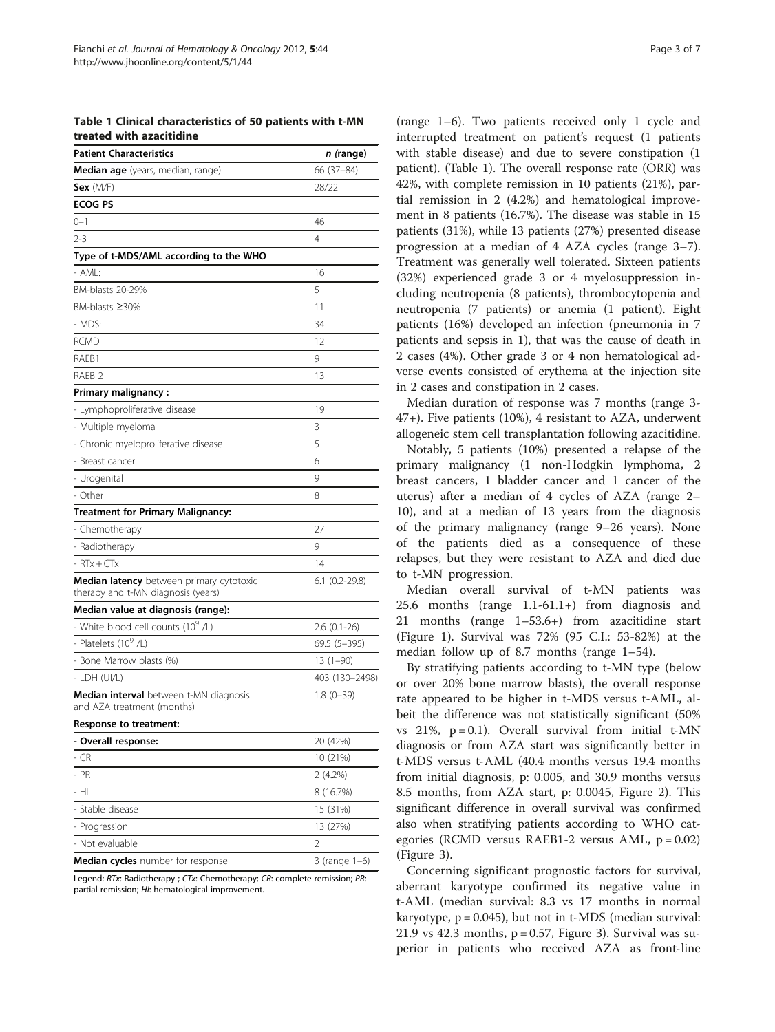**Table 1 Clinical characteristics of 50 patients with t-MN treated with azacitidine**

| Patient Characteristics | *n* (range) |
|---|---|
| **Median age** (years, median, range) | 66 (37–84) |
| **Sex** (M/F) | 28/22 |
| **ECOG PS** | |
| 0–1 | 46 |
| 2-3 | 4 |
| **Type of t-MDS/AML according to the WHO** | |
| - AML: | 16 |
| BM-blasts 20-29% | 5 |
| BM-blasts ≥30% | 11 |
| - MDS: | 34 |
| RCMD | 12 |
| RAEB1 | 9 |
| RAEB 2 | 13 |
| **Primary malignancy :** | |
| - Lymphoproliferative disease | 19 |
| - Multiple myeloma | 3 |
| - Chronic myeloproliferative disease | 5 |
| - Breast cancer | 6 |
| - Urogenital | 9 |
| - Other | 8 |
| **Treatment for Primary Malignancy:** | |
| - Chemotherapy | 27 |
| - Radiotherapy | 9 |
| - RTx + CTx | 14 |
| **Median latency** between primary cytotoxic therapy and t-MN diagnosis (years) | 6.1 (0.2-29.8) |
| **Median value at diagnosis (range):** | |
| - White blood cell counts ($10^9$ /L) | 2.6 (0.1-26) |
| - Platelets ($10^9$ /L) | 69.5 (5–395) |
| - Bone Marrow blasts (%) | 13 (1–90) |
| - LDH (UI/L) | 403 (130–2498) |
| **Median interval** between t-MN diagnosis and AZA treatment (months) | 1.8 (0–39) |
| **Response to treatment:** | |
| **- Overall response:** | 20 (42%) |
| - CR | 10 (21%) |
| - PR | 2 (4.2%) |
| - HI | 8 (16.7%) |
| - Stable disease | 15 (31%) |
| - Progression | 13 (27%) |
| - Not evaluable | 2 |
| **Median cycles** number for response | 3 (range 1–6) |

Legend: *RTx*: Radiotherapy ; *CTx*: Chemotherapy; *CR*: complete remission; *PR*: partial remission; *HI*: hematological improvement.

(range 1–6). Two patients received only 1 cycle and interrupted treatment on patient's request (1 patients with stable disease) and due to severe constipation (1 patient). (Table 1). The overall response rate (ORR) was 42%, with complete remission in 10 patients (21%), partial remission in 2 (4.2%) and hematological improvement in 8 patients (16.7%). The disease was stable in 15 patients (31%), while 13 patients (27%) presented disease progression at a median of 4 AZA cycles (range 3–7). Treatment was generally well tolerated. Sixteen patients (32%) experienced grade 3 or 4 myelosuppression including neutropenia (8 patients), thrombocytopenia and neutropenia (7 patients) or anemia (1 patient). Eight patients (16%) developed an infection (pneumonia in 7 patients and sepsis in 1), that was the cause of death in 2 cases (4%). Other grade 3 or 4 non hematological adverse events consisted of erythema at the injection site in 2 cases and constipation in 2 cases.

Median duration of response was 7 months (range 3-47+). Five patients (10%), 4 resistant to AZA, underwent allogeneic stem cell transplantation following azacitidine.

Notably, 5 patients (10%) presented a relapse of the primary malignancy (1 non-Hodgkin lymphoma, 2 breast cancers, 1 bladder cancer and 1 cancer of the uterus) after a median of 4 cycles of AZA (range 2–10), and at a median of 13 years from the diagnosis of the primary malignancy (range 9–26 years). None of the patients died as a consequence of these relapses, but they were resistant to AZA and died due to t-MN progression.

Median overall survival of t-MN patients was 25.6 months (range 1.1-61.1+) from diagnosis and 21 months (range 1–53.6+) from azacitidine start (Figure 1). Survival was 72% (95 C.I.: 53-82%) at the median follow up of 8.7 months (range 1–54).

By stratifying patients according to t-MN type (below or over 20% bone marrow blasts), the overall response rate appeared to be higher in t-MDS versus t-AML, albeit the difference was not statistically significant (50% vs 21%, $p = 0.1$). Overall survival from initial t-MN diagnosis or from AZA start was significantly better in t-MDS versus t-AML (40.4 months versus 19.4 months from initial diagnosis, p: 0.005, and 30.9 months versus 8.5 months, from AZA start, p: 0.0045, Figure 2). This significant difference in overall survival was confirmed also when stratifying patients according to WHO categories (RCMD versus RAEB1-2 versus AML, $p = 0.02$) (Figure 3).

Concerning significant prognostic factors for survival, aberrant karyotype confirmed its negative value in t-AML (median survival: 8.3 vs 17 months in normal karyotype, $p = 0.045$), but not in t-MDS (median survival: 21.9 vs 42.3 months, $p = 0.57$, Figure 3). Survival was superior in patients who received AZA as front-line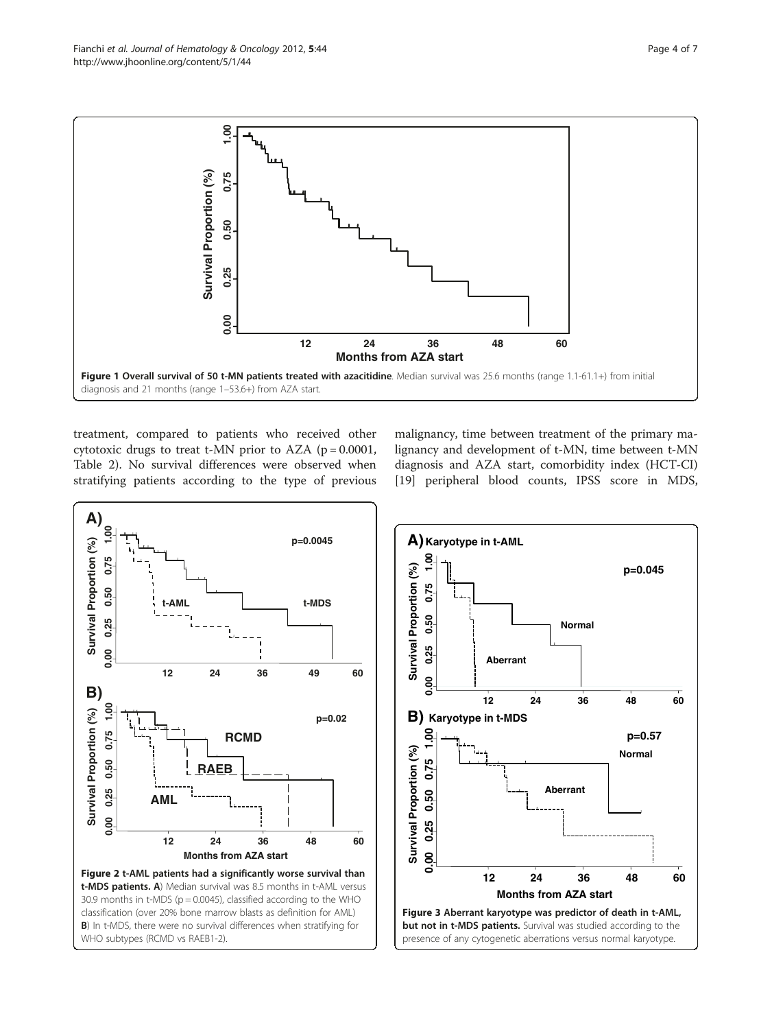**Figure 1 Overall survival of 50 t-MN patients treated with azacitidine**. Median survival was 25.6 months (range 1.1-61.1+) from initial diagnosis and 21 months (range 1–53.6+) from AZA start.

treatment, compared to patients who received other cytotoxic drugs to treat t-MN prior to AZA (p = 0.0001, Table 2). No survival differences were observed when stratifying patients according to the type of previous malignancy, time between treatment of the primary malignancy and development of t-MN, time between t-MN diagnosis and AZA start, comorbidity index (HCT-CI) [19] peripheral blood counts, IPSS score in MDS,

**Figure 2 t-AML patients had a significantly worse survival than t-MDS patients. A**) Median survival was 8.5 months in t-AML versus 30.9 months in t-MDS (p = 0.0045), classified according to the WHO classification (over 20% bone marrow blasts as definition for AML) **B**) In t-MDS, there were no survival differences when stratifying for WHO subtypes (RCMD vs RAEB1-2).

**Figure 3 Aberrant karyotype was predictor of death in t-AML, but not in t-MDS patients.** Survival was studied according to the presence of any cytogenetic aberrations versus normal karyotype.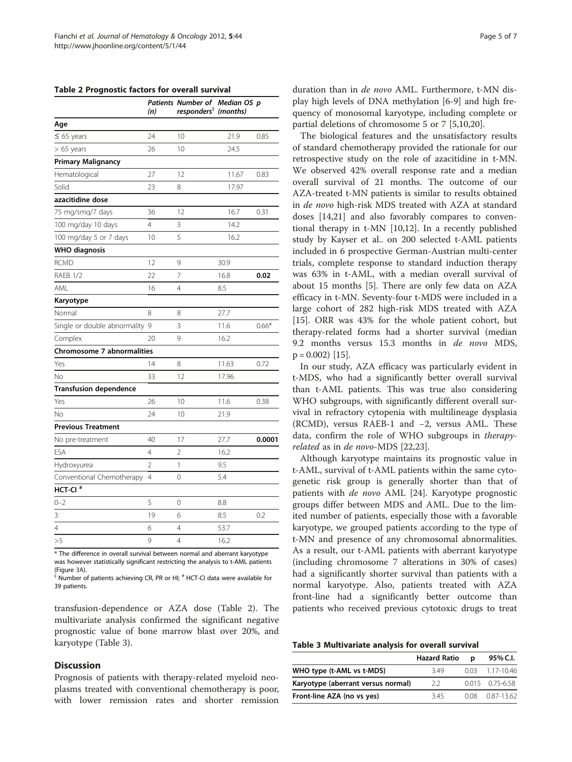**Table 2 Prognostic factors for overall survival**

| | Patients (n) | Number of responders[§] | Median OS (months) | p |
|---|---|---|---|---|
| **Age** | | | | |
| ≤ 65 years | 24 | 10 | 21.9 | 0.85 |
| > 65 years | 26 | 10 | 24.5 | |
| **Primary Malignancy** | | | | |
| Hematological | 27 | 12 | 11.67 | 0.83 |
| Solid | 23 | 8 | 17.97 | |
| **azacitidine dose** | | | | |
| 75 mg/smq/7 days | 36 | 12 | 16.7 | 0.31 |
| 100 mg/day 10 days | 4 | 3 | 14.2 | |
| 100 mg/day 5 or 7 days | 10 | 5 | 16.2 | |
| **WHO diagnosis** | | | | |
| RCMD | 12 | 9 | 30.9 | |
| RAEB 1/2 | 22 | 7 | 16.8 | **0.02** |
| AML | 16 | 4 | 8.5 | |
| **Karyotype** | | | | |
| Normal | 8 | 8 | 27.7 | |
| Single or double abnormality | 9 | 3 | 11.6 | 0.66* |
| Complex | 20 | 9 | 16.2 | |
| **Chromosome 7 abnormalities** | | | | |
| Yes | 14 | 8 | 11.63 | 0.72 |
| No | 33 | 12 | 17.96 | |
| **Transfusion dependence** | | | | |
| Yes | 26 | 10 | 11.6 | 0.38 |
| No | 24 | 10 | 21.9 | |
| **Previous Treatment** | | | | |
| No pre-treatment | 40 | 17 | 27.7 | **0.0001** |
| ESA | 4 | 2 | 16.2 | |
| Hydroxyurea | 2 | 1 | 9.5 | |
| Conventional Chemotherapy | 4 | 0 | 5.4 | |
| **HCT-CI** [#] | | | | |
| 0–2 | 5 | 0 | 8.8 | |
| 3 | 19 | 6 | 8.5 | 0.2 |
| 4 | 6 | 4 | 53.7 | |
| >5 | 9 | 4 | 16.2 | |

\* The difference in overall survival between normal and aberrant karyotype was however statistically significant restricting the analysis to t-AML patients (Figure 3A).
[§] Number of patients achieving CR, PR or HI; [#] HCT-CI data were available for 39 patients.

transfusion-dependence or AZA dose (Table 2). The multivariate analysis confirmed the significant negative prognostic value of bone marrow blast over 20%, and karyotype (Table 3).

## Discussion

Prognosis of patients with therapy-related myeloid neoplasms treated with conventional chemotherapy is poor, with lower remission rates and shorter remission duration than in *de novo* AML. Furthermore, t-MN display high levels of DNA methylation [6-9] and high frequency of monosomal karyotype, including complete or partial deletions of chromosome 5 or 7 [5,10,20].

The biological features and the unsatisfactory results of standard chemotherapy provided the rationale for our retrospective study on the role of azacitidine in t-MN. We observed 42% overall response rate and a median overall survival of 21 months. The outcome of our AZA-treated t-MN patients is similar to results obtained in *de novo* high-risk MDS treated with AZA at standard doses [14,21] and also favorably compares to conventional therapy in t-MN [10,12]. In a recently published study by Kayser et al.. on 200 selected t-AML patients included in 6 prospective German-Austrian multi-center trials, complete response to standard induction therapy was 63% in t-AML, with a median overall survival of about 15 months [5]. There are only few data on AZA efficacy in t-MN. Seventy-four t-MDS were included in a large cohort of 282 high-risk MDS treated with AZA [15]. ORR was 43% for the whole patient cohort, but therapy-related forms had a shorter survival (median 9.2 months versus 15.3 months in *de novo* MDS, p = 0.002) [15].

In our study, AZA efficacy was particularly evident in t-MDS, who had a significantly better overall survival than t-AML patients. This was true also considering WHO subgroups, with significantly different overall survival in refractory cytopenia with multilineage dysplasia (RCMD), versus RAEB-1 and −2, versus AML. These data, confirm the role of WHO subgroups in *therapy-related* as in *de novo*-MDS [22,23].

Although karyotype maintains its prognostic value in t-AML, survival of t-AML patients within the same cytogenetic risk group is generally shorter than that of patients with *de novo* AML [24]. Karyotype prognostic groups differ between MDS and AML. Due to the limited number of patients, especially those with a favorable karyotype, we grouped patients according to the type of t-MN and presence of any chromosomal abnormalities. As a result, our t-AML patients with aberrant karyotype (including chromosome 7 alterations in 30% of cases) had a significantly shorter survival than patients with a normal karyotype. Also, patients treated with AZA front-line had a significantly better outcome than patients who received previous cytotoxic drugs to treat

**Table 3 Multivariate analysis for overall survival**

| | Hazard Ratio | p | 95% C.I. |
|---|---|---|---|
| **WHO type (t-AML vs t-MDS)** | 3.49 | 0.03 | 1.17-10.46 |
| **Karyotype (aberrant versus normal)** | 2.2 | 0.015 | 0.75-6.58 |
| **Front-line AZA (no vs yes)** | 3.45 | 0.08 | 0.87-13.62 |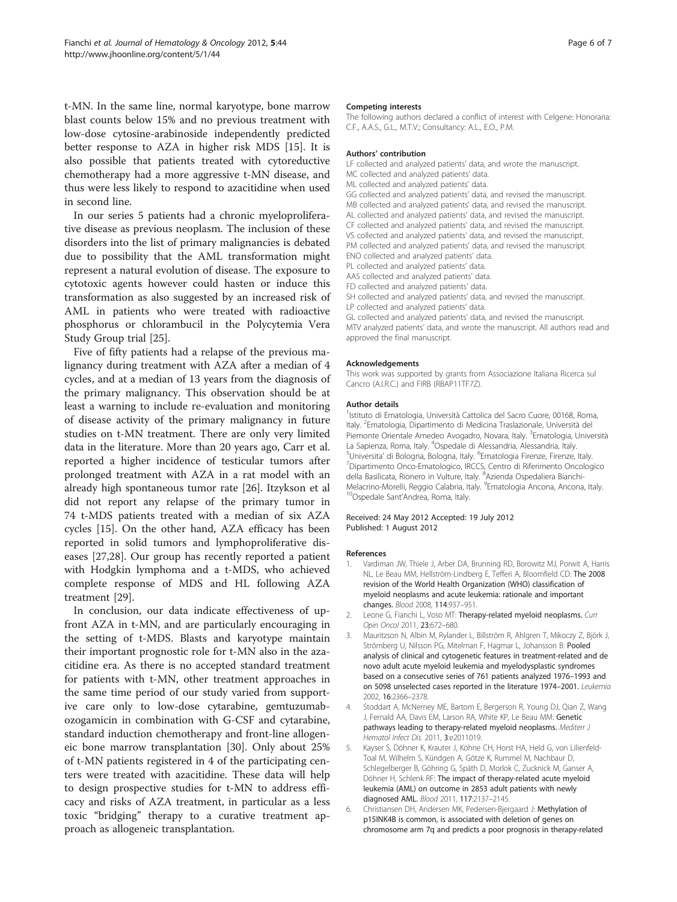t-MN. In the same line, normal karyotype, bone marrow blast counts below 15% and no previous treatment with low-dose cytosine-arabinoside independently predicted better response to AZA in higher risk MDS [15]. It is also possible that patients treated with cytoreductive chemotherapy had a more aggressive t-MN disease, and thus were less likely to respond to azacitidine when used in second line.

In our series 5 patients had a chronic myeloproliferative disease as previous neoplasm. The inclusion of these disorders into the list of primary malignancies is debated due to possibility that the AML transformation might represent a natural evolution of disease. The exposure to cytotoxic agents however could hasten or induce this transformation as also suggested by an increased risk of AML in patients who were treated with radioactive phosphorus or chlorambucil in the Polycytemia Vera Study Group trial [25].

Five of fifty patients had a relapse of the previous malignancy during treatment with AZA after a median of 4 cycles, and at a median of 13 years from the diagnosis of the primary malignancy. This observation should be at least a warning to include re-evaluation and monitoring of disease activity of the primary malignancy in future studies on t-MN treatment. There are only very limited data in the literature. More than 20 years ago, Carr et al. reported a higher incidence of testicular tumors after prolonged treatment with AZA in a rat model with an already high spontaneous tumor rate [26]. Itzykson et al did not report any relapse of the primary tumor in 74 t-MDS patients treated with a median of six AZA cycles [15]. On the other hand, AZA efficacy has been reported in solid tumors and lymphoproliferative diseases [27,28]. Our group has recently reported a patient with Hodgkin lymphoma and a t-MDS, who achieved complete response of MDS and HL following AZA treatment [29].

In conclusion, our data indicate effectiveness of upfront AZA in t-MN, and are particularly encouraging in the setting of t-MDS. Blasts and karyotype maintain their important prognostic role for t-MN also in the azacitidine era. As there is no accepted standard treatment for patients with t-MN, other treatment approaches in the same time period of our study varied from supportive care only to low-dose cytarabine, gemtuzumab-ozogamicin in combination with G-CSF and cytarabine, standard induction chemotherapy and front-line allogeneic bone marrow transplantation [30]. Only about 25% of t-MN patients registered in 4 of the participating centers were treated with azacitidine. These data will help to design prospective studies for t-MN to address efficacy and risks of AZA treatment, in particular as a less toxic "bridging" therapy to a curative treatment approach as allogeneic transplantation.

#### Competing interests

The following authors declared a conflict of interest with Celgene: Honoraria: C.F., A.A.S., G.L., M.T.V.; Consultancy: A.L., E.O., P.M.

#### Authors' contribution

LF collected and analyzed patients' data, and wrote the manuscript.
MC collected and analyzed patients' data.
ML collected and analyzed patients' data.
GG collected and analyzed patients' data, and revised the manuscript.
MB collected and analyzed patients' data, and revised the manuscript.
AL collected and analyzed patients' data, and revised the manuscript.
CF collected and analyzed patients' data, and revised the manuscript.
VS collected and analyzed patients' data, and revised the manuscript.
PM collected and analyzed patients' data, and revised the manuscript.
ENO collected and analyzed patients' data.
PL collected and analyzed patients' data.
AAS collected and analyzed patients' data.
FD collected and analyzed patients' data.
SH collected and analyzed patients' data, and revised the manuscript.
LP collected and analyzed patients' data.
GL collected and analyzed patients' data, and revised the manuscript.
MTV analyzed patients' data, and wrote the manuscript. All authors read and approved the final manuscript.

#### Acknowledgements

This work was supported by grants from Associazione Italiana Ricerca sul Cancro (A.I.R.C.) and FIRB (RBAP11TF7Z).

#### Author details

[1]Istituto di Ematologia, Università Cattolica del Sacro Cuore, 00168, Roma, Italy. [2]Ematologia, Dipartimento di Medicina Traslazionale, Università del Piemonte Orientale Amedeo Avogadro, Novara, Italy. [3]Ematologia, Università La Sapienza, Roma, Italy. [4]Ospedale di Alessandria, Alessandria, Italy. [5]Universita' di Bologna, Bologna, Italy. [6]Ematologia Firenze, Firenze, Italy. [7]Dipartimento Onco-Ematologico, IRCCS, Centro di Riferimento Oncologico della Basilicata, Rionero in Vulture, Italy. [8]Azienda Ospedaliera Bianchi-Melacrino-Morelli, Reggio Calabria, Italy. [9]Ematologia Ancona, Ancona, Italy. [10]Ospedale Sant'Andrea, Roma, Italy.

Received: 24 May 2012 Accepted: 19 July 2012
Published: 1 August 2012

#### References

1. Vardiman JW, Thiele J, Arber DA, Brunning RD, Borowitz MJ, Porwit A, Harris NL, Le Beau MM, Hellström-Lindberg E, Tefferi A, Bloomfield CD: **The 2008 revision of the World Health Organization (WHO) classification of myeloid neoplasms and acute leukemia: rationale and important changes.** *Blood* 2008, **114**:937–951.
2. Leone G, Fianchi L, Voso MT: **Therapy-related myeloid neoplasms.** *Curr Opin Oncol* 2011, **23**:672–680.
3. Mauritzson N, Albin M, Rylander L, Billström R, Ahlgren T, Mikoczy Z, Björk J, Strömberg U, Nilsson PG, Mitelman F, Hagmar L, Johansson B: **Pooled analysis of clinical and cytogenetic features in treatment-related and de novo adult acute myeloid leukemia and myelodysplastic syndromes based on a consecutive series of 761 patients analyzed 1976–1993 and on 5098 unselected cases reported in the literature 1974–2001.** *Leukemia* 2002, **16**:2366–2378.
4. Stoddart A, McNerney ME, Bartom E, Bergerson R, Young DJ, Qian Z, Wang J, Fernald AA, Davis EM, Larson RA, White KP, Le Beau MM: **Genetic pathways leading to therapy-related myeloid neoplasms.** *Mediterr J Hematol Infect Dis.* 2011, **3**:e2011019.
5. Kayser S, Döhner K, Krauter J, Köhne CH, Horst HA, Held G, von Lilienfeld-Toal M, Wilhelm S, Kündgen A, Götze K, Rummel M, Nachbaur D, Schlegelberger B, Göhring G, Späth D, Morlok C, Zucknick M, Ganser A, Döhner H, Schlenk RF: **The impact of therapy-related acute myeloid leukemia (AML) on outcome in 2853 adult patients with newly diagnosed AML.** *Blood* 2011, **117**:2137–2145.
6. Christiansen DH, Andersen MK, Pedersen-Bjergaard J: **Methylation of p15INK4B is common, is associated with deletion of genes on chromosome arm 7q and predicts a poor prognosis in therapy-related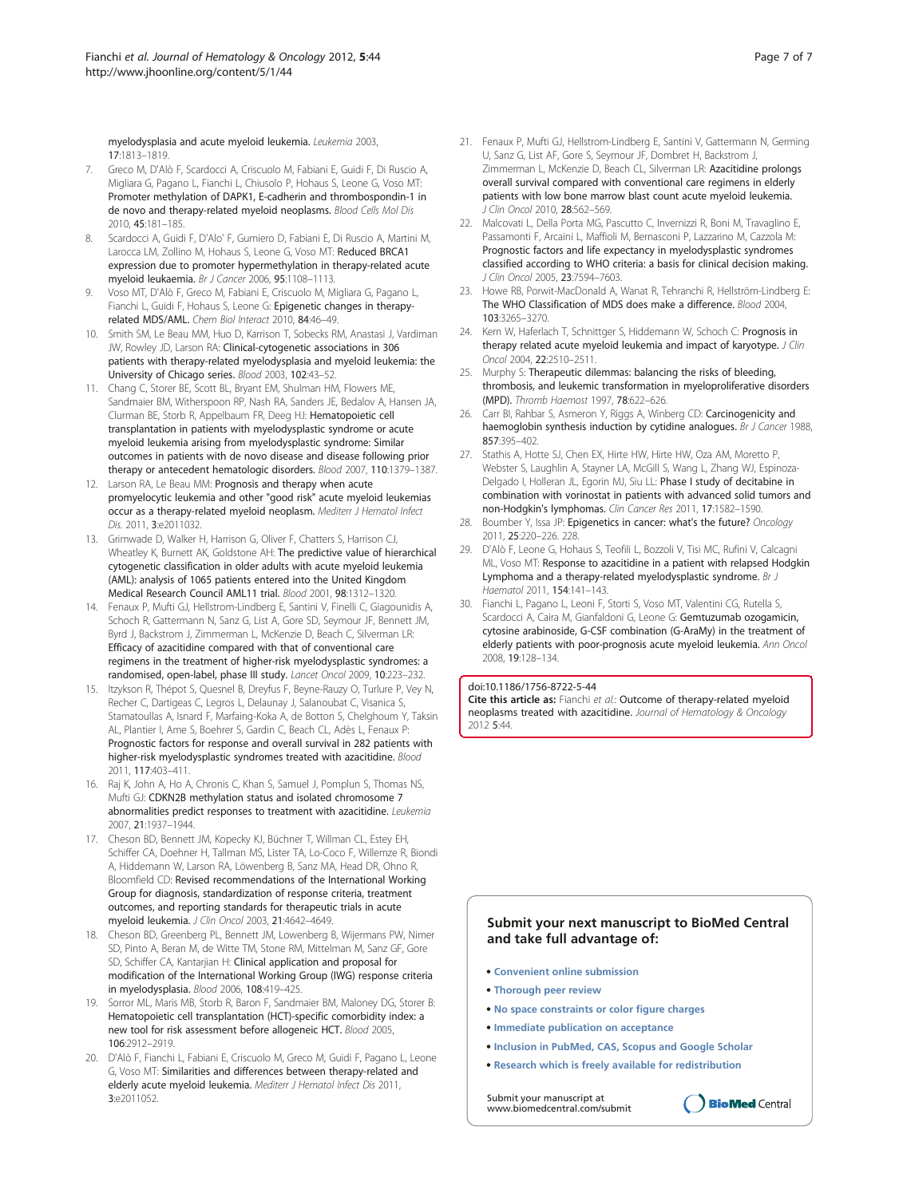myelodysplasia and acute myeloid leukemia. *Leukemia* 2003, **17**:1813–1819.

7. Greco M, D'Alò F, Scardocci A, Criscuolo M, Fabiani E, Guidi F, Di Ruscio A, Migliara G, Pagano L, Fianchi L, Chiusolo P, Hohaus S, Leone G, Voso MT: **Promoter methylation of DAPK1, E-cadherin and thrombospondin-1 in de novo and therapy-related myeloid neoplasms.** *Blood Cells Mol Dis* 2010, **45**:181–185.
8. Scardocci A, Guidi F, D'Alo' F, Gumiero D, Fabiani E, Di Ruscio A, Martini M, Larocca LM, Zollino M, Hohaus S, Leone G, Voso MT: **Reduced BRCA1 expression due to promoter hypermethylation in therapy-related acute myeloid leukaemia.** *Br J Cancer* 2006, **95**:1108–1113.
9. Voso MT, D'Alò F, Greco M, Fabiani E, Criscuolo M, Migliara G, Pagano L, Fianchi L, Guidi F, Hohaus S, Leone G: **Epigenetic changes in therapy-related MDS/AML.** *Chem Biol Interact* 2010, **84**:46–49.
10. Smith SM, Le Beau MM, Huo D, Karrison T, Sobecks RM, Anastasi J, Vardiman JW, Rowley JD, Larson RA: **Clinical-cytogenetic associations in 306 patients with therapy-related myelodysplasia and myeloid leukemia: the University of Chicago series.** *Blood* 2003, **102**:43–52.
11. Chang C, Storer BE, Scott BL, Bryant EM, Shulman HM, Flowers ME, Sandmaier BM, Witherspoon RP, Nash RA, Sanders JE, Bedalov A, Hansen JA, Clurman BE, Storb R, Appelbaum FR, Deeg HJ: **Hematopoietic cell transplantation in patients with myelodysplastic syndrome or acute myeloid leukemia arising from myelodysplastic syndrome: Similar outcomes in patients with de novo disease and disease following prior therapy or antecedent hematologic disorders.** *Blood* 2007, **110**:1379–1387.
12. Larson RA, Le Beau MM: **Prognosis and therapy when acute promyelocytic leukemia and other "good risk" acute myeloid leukemias occur as a therapy-related myeloid neoplasm.** *Mediterr J Hematol Infect Dis.* 2011, **3**:e2011032.
13. Grimwade D, Walker H, Harrison G, Oliver F, Chatters S, Harrison CJ, Wheatley K, Burnett AK, Goldstone AH: **The predictive value of hierarchical cytogenetic classification in older adults with acute myeloid leukemia (AML): analysis of 1065 patients entered into the United Kingdom Medical Research Council AML11 trial.** *Blood* 2001, **98**:1312–1320.
14. Fenaux P, Mufti GJ, Hellstrom-Lindberg E, Santini V, Finelli C, Giagounidis A, Schoch R, Gattermann N, Sanz G, List A, Gore SD, Seymour JF, Bennett JM, Byrd J, Backstrom J, Zimmerman L, McKenzie D, Beach C, Silverman LR: **Efficacy of azacitidine compared with that of conventional care regimens in the treatment of higher-risk myelodysplastic syndromes: a randomised, open-label, phase III study.** *Lancet Oncol* 2009, **10**:223–232.
15. Itzykson R, Thépot S, Quesnel B, Dreyfus F, Beyne-Rauzy O, Turlure P, Vey N, Recher C, Dartigeas C, Legros L, Delaunay J, Salanoubat C, Visanica S, Stamatoullas A, Isnard F, Marfaing-Koka A, de Botton S, Chelghoum Y, Taksin AL, Plantier I, Ame S, Boehrer S, Gardin C, Beach CL, Adès L, Fenaux P: **Prognostic factors for response and overall survival in 282 patients with higher-risk myelodysplastic syndromes treated with azacitidine.** *Blood* 2011, **117**:403–411.
16. Raj K, John A, Ho A, Chronis C, Khan S, Samuel J, Pomplun S, Thomas NS, Mufti GJ: **CDKN2B methylation status and isolated chromosome 7 abnormalities predict responses to treatment with azacitidine.** *Leukemia* 2007, **21**:1937–1944.
17. Cheson BD, Bennett JM, Kopecky KJ, Büchner T, Willman CL, Estey EH, Schiffer CA, Doehner H, Tallman MS, Lister TA, Lo-Coco F, Willemze R, Biondi A, Hiddemann W, Larson RA, Löwenberg B, Sanz MA, Head DR, Ohno R, Bloomfield CD: **Revised recommendations of the International Working Group for diagnosis, standardization of response criteria, treatment outcomes, and reporting standards for therapeutic trials in acute myeloid leukemia.** *J Clin Oncol* 2003, **21**:4642–4649.
18. Cheson BD, Greenberg PL, Bennett JM, Lowenberg B, Wijermans PW, Nimer SD, Pinto A, Beran M, de Witte TM, Stone RM, Mittelman M, Sanz GF, Gore SD, Schiffer CA, Kantarjian H: **Clinical application and proposal for modification of the International Working Group (IWG) response criteria in myelodysplasia.** *Blood* 2006, **108**:419–425.
19. Sorror ML, Maris MB, Storb R, Baron F, Sandmaier BM, Maloney DG, Storer B: **Hematopoietic cell transplantation (HCT)-specific comorbidity index: a new tool for risk assessment before allogeneic HCT.** *Blood* 2005, **106**:2912–2919.
20. D'Alò F, Fianchi L, Fabiani E, Criscuolo M, Greco M, Guidi F, Pagano L, Leone G, Voso MT: **Similarities and differences between therapy-related and elderly acute myeloid leukemia.** *Mediterr J Hematol Infect Dis* 2011, **3**:e2011052.
21. Fenaux P, Mufti GJ, Hellström-Lindberg E, Santini V, Gattermann N, Germing U, Sanz G, List AF, Gore S, Seymour JF, Dombret H, Backstrom J, Zimmerman L, McKenzie D, Beach CL, Silverman LR: **Azacitidine prolongs overall survival compared with conventional care regimens in elderly patients with low bone marrow blast count acute myeloid leukemia.** *J Clin Oncol* 2010, **28**:562–569.
22. Malcovati L, Della Porta MG, Pascutto C, Invernizzi R, Boni M, Travaglino E, Passamonti F, Arcaini L, Maffioli M, Bernasconi P, Lazzarino M, Cazzola M: **Prognostic factors and life expectancy in myelodysplastic syndromes classified according to WHO criteria: a basis for clinical decision making.** *J Clin Oncol* 2005, **23**:7594–7603.
23. Howe RB, Porwit-MacDonald A, Wanat R, Tehranchi R, Hellström-Lindberg E: **The WHO Classification of MDS does make a difference.** *Blood* 2004, **103**:3265–3270.
24. Kern W, Haferlach T, Schnittger S, Hiddemann W, Schoch C: **Prognosis in therapy related acute myeloid leukemia and impact of karyotype.** *J Clin Oncol* 2004, **22**:2510–2511.
25. Murphy S: **Therapeutic dilemmas: balancing the risks of bleeding, thrombosis, and leukemic transformation in myeloproliferative disorders (MPD).** *Thromb Haemost* 1997, **78**:622–626.
26. Carr BI, Rahbar S, Asmeron Y, Riggs A, Winberg CD: **Carcinogenicity and haemoglobin synthesis induction by cytidine analogues.** *Br J Cancer* 1988, **857**:395–402.
27. Stathis A, Hotte SJ, Chen EX, Hirte HW, Hirte HW, Oza AM, Moretto P, Webster S, Laughlin A, Stayner LA, McGill S, Wang L, Zhang WJ, Espinoza-Delgado I, Holleran JL, Egorin MJ, Siu LL: **Phase I study of decitabine in combination with vorinostat in patients with advanced solid tumors and non-Hodgkin's lymphomas.** *Clin Cancer Res* 2011, **17**:1582–1590.
28. Boumber Y, Issa JP: **Epigenetics in cancer: what's the future?** *Oncology* 2011, **25**:220–226. 228.
29. D'Alò F, Leone G, Hohaus S, Teofili L, Bozzoli V, Tisi MC, Rufini V, Calcagni ML, Voso MT: **Response to azacitidine in a patient with relapsed Hodgkin Lymphoma and a therapy-related myelodysplastic syndrome.** *Br J Haematol* 2011, **154**:141–143.
30. Fianchi L, Pagano L, Leoni F, Storti S, Voso MT, Valentini CG, Rutella S, Scardocci A, Caira M, Gianfaldoni G, Leone G: **Gemtuzumab ozogamicin, cytosine arabinoside, G-CSF combination (G-AraMy) in the treatment of elderly patients with poor-prognosis acute myeloid leukemia.** *Ann Oncol* 2008, **19**:128–134.

doi:10.1186/1756-8722-5-44
**Cite this article as:** Fianchi *et al.*: Outcome of therapy-related myeloid neoplasms treated with azacitidine. *Journal of Hematology & Oncology* 2012 **5**:44.

**Submit your next manuscript to BioMed Central and take full advantage of:**

- **Convenient online submission**
- **Thorough peer review**
- **No space constraints or color figure charges**
- **Immediate publication on acceptance**
- **Inclusion in PubMed, CAS, Scopus and Google Scholar**
- **Research which is freely available for redistribution**

Submit your manuscript at
www.biomedcentral.com/submit

BioMed Central